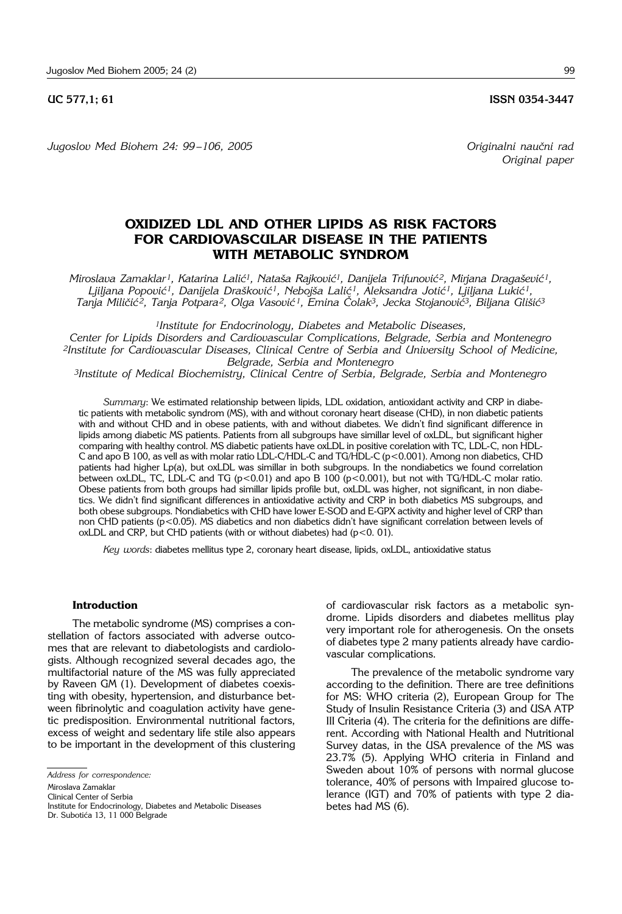UC 577,1; 61 ISSN 0354-3447

*Jugoslov Med Biohem 24: 99–106, 2005*

*Originalni naučni rad*
*Original paper*

# OXIDIZED LDL AND OTHER LIPIDS AS RISK FACTORS FOR CARDIOVASCULAR DISEASE IN THE PATIENTS WITH METABOLIC SYNDROM

*Miroslava Zamaklar[1], Katarina Lalić[1], Nataša Rajković[1], Danijela Trifunović[2], Mirjana Dragašević[1], Ljiljana Popović[1], Danijela Drašković[1], Nebojša Lalić[1], Aleksandra Jotić[1], Ljiljana Lukić[1], Tanja Miličić[2], Tanja Potpara[2], Olga Vasović[1], Emina Čolak[3], Jecka Stojanović[3], Biljana Glišić[3]*

[1]Institute for Endocrinology, Diabetes and Metabolic Diseases, Center for Lipids Disorders and Cardiovascular Complications, Belgrade, Serbia and Montenegro
[2]Institute for Cardiovascular Diseases, Clinical Centre of Serbia and University School of Medicine, Belgrade, Serbia and Montenegro
[3]Institute of Medical Biochemistry, Clinical Centre of Serbia, Belgrade, Serbia and Montenegro

*Summary*: We estimated relationship between lipids, LDL oxidation, antioxidant activity and CRP in diabetic patients with metabolic syndrom (MS), with and without coronary heart disease (CHD), in non diabetic patients with and without CHD and in obese patients, with and without diabetes. We didn't find significant difference in lipids among diabetic MS patients. Patients from all subgroups have simillar level of oxLDL, but significant higher comparing with healthy control. MS diabetic patients have oxLDL in positive corelation with TC, LDL-C, non HDL-C and apo B 100, as vell as with molar ratio LDL-C/HDL-C and TG/HDL-C ($p<0.001$). Among non diabetics, CHD patients had higher Lp(a), but oxLDL was simillar in both subgroups. In the nondiabetics we found correlation between oxLDL, TC, LDL-C and TG ($p<0.01$) and apo B 100 ($p<0.001$), but not with TG/HDL-C molar ratio. Obese patients from both groups had simillar lipids profile but, oxLDL was higher, not significant, in non diabetics. We didn't find significant differences in antioxidative activity and CRP in both diabetics MS subgroups, and both obese subgroups. Nondiabetics with CHD have lower E-SOD and E-GPX activity and higher level of CRP than non CHD patients ($p<0.05$). MS diabetics and non diabetics didn't have significant correlation between levels of oxLDL and CRP, but CHD patients (with or without diabetes) had ($p<0.01$).

*Key words*: diabetes mellitus type 2, coronary heart disease, lipids, oxLDL, antioxidative status

## Introduction

The metabolic syndrome (MS) comprises a constellation of factors associated with adverse outcomes that are relevant to diabetologists and cardiologists. Although recognized several decades ago, the multifactorial nature of the MS was fully appreciated by Raveen GM (1). Development of diabetes coexisting with obesity, hypertension, and disturbance between fibrinolytic and coagulation activity have genetic predisposition. Environmental nutritional factors, excess of weight and sedentary life stile also appears to be important in the development of this clustering of cardiovascular risk factors as a metabolic syndrome. Lipids disorders and diabetes mellitus play very important role for atherogenesis. On the onsets of diabetes type 2 many patients already have cardiovascular complications.

The prevalence of the metabolic syndrome vary according to the definition. There are tree definitions for MS: WHO criteria (2), European Group for The Study of Insulin Resistance Criteria (3) and USA ATP III Criteria (4). The criteria for the definitions are different. According with National Health and Nutritional Survey datas, in the USA prevalence of the MS was 23.7% (5). Applying WHO criteria in Finland and Sweden about 10% of persons with normal glucose tolerance, 40% of persons with Impaired glucose tolerance (IGT) and 70% of patients with type 2 diabetes had MS (6).

*Address for correspondence:*
Miroslava Zamaklar
Clinical Center of Serbia
Institute for Endocrinology, Diabetes and Metabolic Diseases
Dr. Subotića 13, 11 000 Belgrade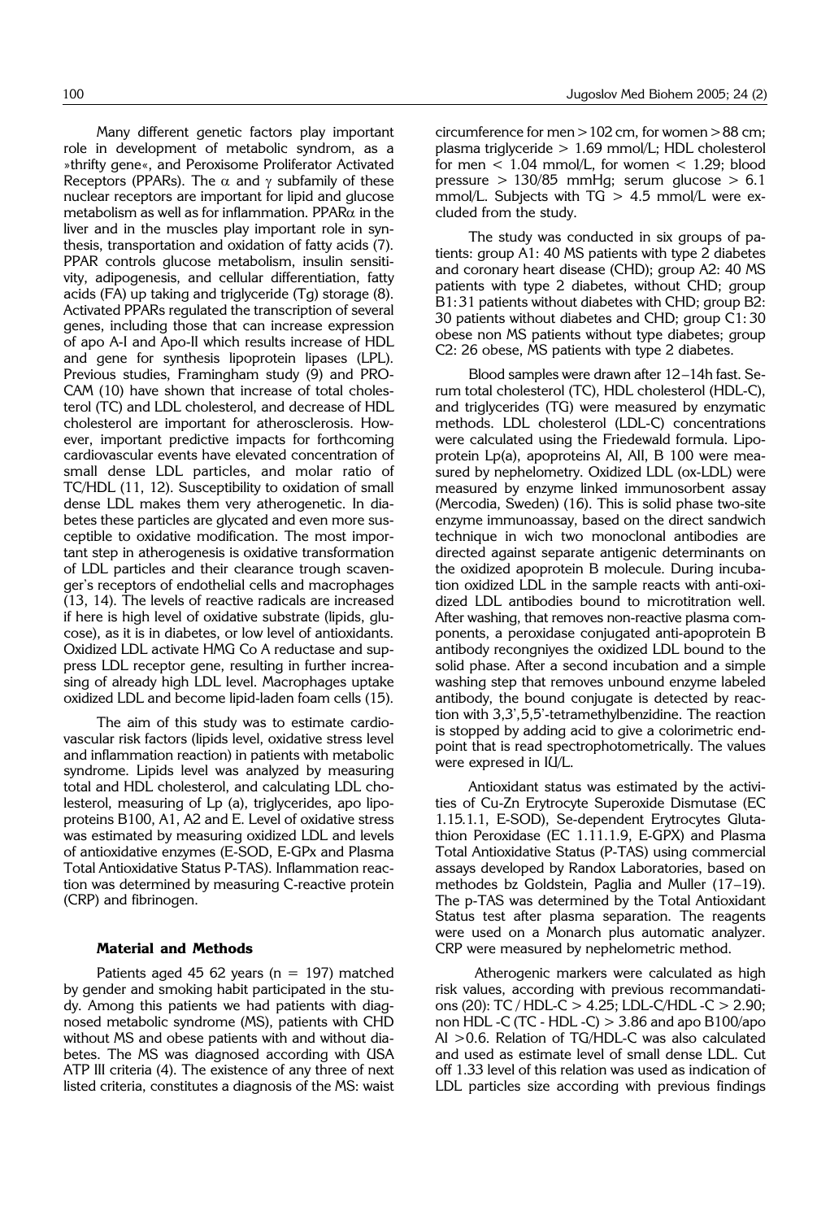Many different genetic factors play important role in development of metabolic syndrom, as a »thrifty gene«, and Peroxisome Proliferator Activated Receptors (PPARs). The $\alpha$ and $\gamma$ subfamily of these nuclear receptors are important for lipid and glucose metabolism as well as for inflammation. PPAR$\alpha$ in the liver and in the muscles play important role in synthesis, transportation and oxidation of fatty acids (7). PPAR controls glucose metabolism, insulin sensitivity, adipogenesis, and cellular differentiation, fatty acids (FA) up taking and triglyceride (Tg) storage (8). Activated PPARs regulated the transcription of several genes, including those that can increase expression of apo A-I and Apo-II which results increase of HDL and gene for synthesis lipoprotein lipases (LPL). Previous studies, Framingham study (9) and PROCAM (10) have shown that increase of total cholesterol (TC) and LDL cholesterol, and decrease of HDL cholesterol are important for atherosclerosis. However, important predictive impacts for forthcoming cardiovascular events have elevated concentration of small dense LDL particles, and molar ratio of TC/HDL (11, 12). Susceptibility to oxidation of small dense LDL makes them very atherogenetic. In diabetes these particles are glycated and even more susceptible to oxidative modification. The most important step in atherogenesis is oxidative transformation of LDL particles and their clearance trough scavenger's receptors of endothelial cells and macrophages (13, 14). The levels of reactive radicals are increased if here is high level of oxidative substrate (lipids, glucose), as it is in diabetes, or low level of antioxidants. Oxidized LDL activate HMG Co A reductase and suppress LDL receptor gene, resulting in further increasing of already high LDL level. Macrophages uptake oxidized LDL and become lipid-laden foam cells (15).

The aim of this study was to estimate cardiovascular risk factors (lipids level, oxidative stress level and inflammation reaction) in patients with metabolic syndrome. Lipids level was analyzed by measuring total and HDL cholesterol, and calculating LDL cholesterol, measuring of Lp (a), triglycerides, apo lipoproteins B100, A1, A2 and E. Level of oxidative stress was estimated by measuring oxidized LDL and levels of antioxidative enzymes (E-SOD, E-GPx and Plasma Total Antioxidative Status P-TAS). Inflammation reaction was determined by measuring C-reactive protein (CRP) and fibrinogen.

## Material and Methods

Patients aged 45 62 years (n = 197) matched by gender and smoking habit participated in the study. Among this patients we had patients with diagnosed metabolic syndrome (MS), patients with CHD without MS and obese patients with and without diabetes. The MS was diagnosed according with USA ATP III criteria (4). The existence of any three of next listed criteria, constitutes a diagnosis of the MS: waist circumference for men > 102 cm, for women > 88 cm; plasma triglyceride > 1.69 mmol/L; HDL cholesterol for men < 1.04 mmol/L, for women < 1.29; blood pressure > 130/85 mmHg; serum glucose > 6.1 mmol/L. Subjects with TG > 4.5 mmol/L were excluded from the study.

The study was conducted in six groups of patients: group A1: 40 MS patients with type 2 diabetes and coronary heart disease (CHD); group A2: 40 MS patients with type 2 diabetes, without CHD; group B1: 31 patients without diabetes with CHD; group B2: 30 patients without diabetes and CHD; group C1: 30 obese non MS patients without type diabetes; group C2: 26 obese, MS patients with type 2 diabetes.

Blood samples were drawn after 12–14h fast. Serum total cholesterol (TC), HDL cholesterol (HDL-C), and triglycerides (TG) were measured by enzymatic methods. LDL cholesterol (LDL-C) concentrations were calculated using the Friedewald formula. Lipoprotein Lp(a), apoproteins AI, AII, B 100 were measured by nephelometry. Oxidized LDL (ox-LDL) were measured by enzyme linked immunosorbent assay (Mercodia, Sweden) (16). This is solid phase two-site enzyme immunoassay, based on the direct sandwich technique in wich two monoclonal antibodies are directed against separate antigenic determinants on the oxidized apoprotein B molecule. During incubation oxidized LDL in the sample reacts with anti-oxidized LDL antibodies bound to microtitration well. After washing, that removes non-reactive plasma components, a peroxidase conjugated anti-apoprotein B antibody recongniyes the oxidized LDL bound to the solid phase. After a second incubation and a simple washing step that removes unbound enzyme labeled antibody, the bound conjugate is detected by reaction with 3,3',5,5'-tetramethylbenzidine. The reaction is stopped by adding acid to give a colorimetric endpoint that is read spectrophotometrically. The values were expresed in IU/L.

Antioxidant status was estimated by the activities of Cu-Zn Erytrocyte Superoxide Dismutase (EC 1.15.1.1, E-SOD), Se-dependent Erytrocytes Glutathion Peroxidase (EC 1.11.1.9, E-GPX) and Plasma Total Antioxidative Status (P-TAS) using commercial assays developed by Randox Laboratories, based on methodes bz Goldstein, Paglia and Muller (17–19). The p-TAS was determined by the Total Antioxidant Status test after plasma separation. The reagents were used on a Monarch plus automatic analyzer. CRP were measured by nephelometric method.

Atherogenic markers were calculated as high risk values, according with previous recommandations (20): TC / HDL-C > 4.25; LDL-C/HDL -C > 2.90; non HDL -C (TC - HDL -C) > 3.86 and apo B100/apo AI >0.6. Relation of TG/HDL-C was also calculated and used as estimate level of small dense LDL. Cut off 1.33 level of this relation was used as indication of LDL particles size according with previous findings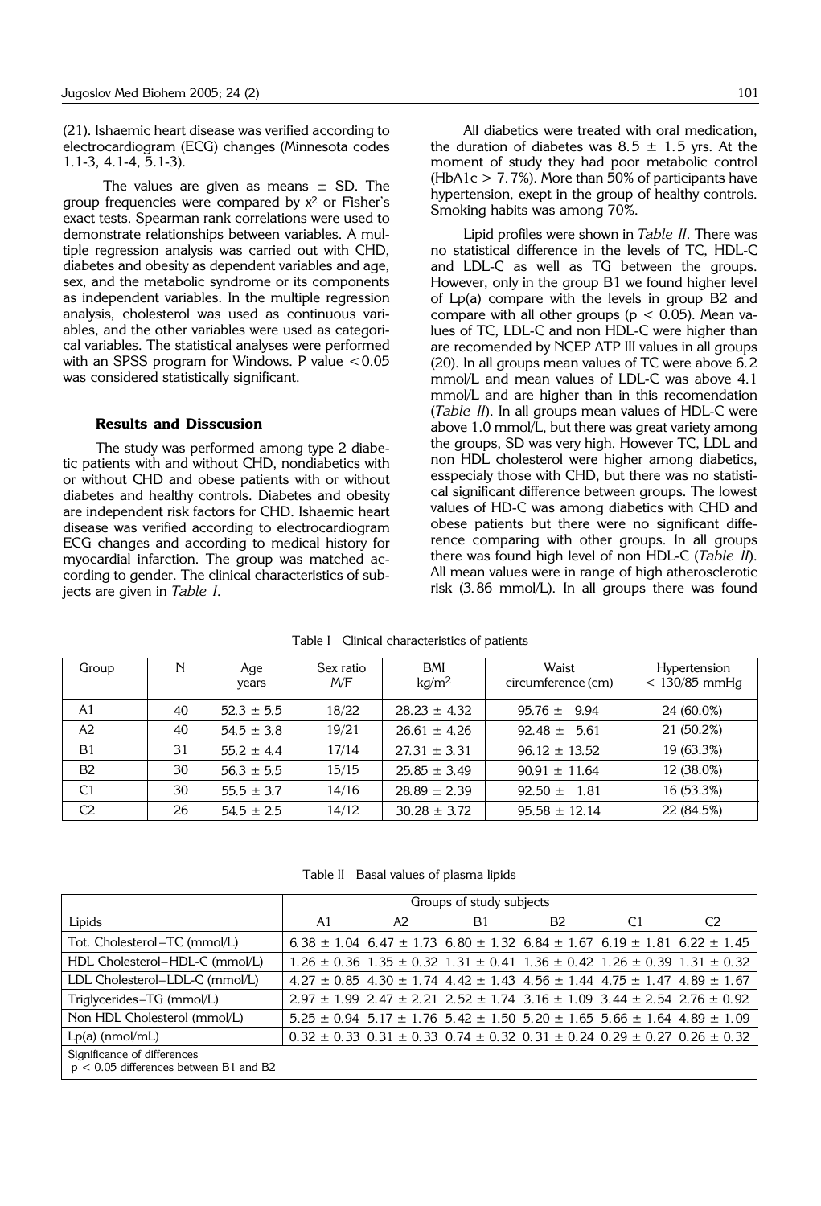(21). Ishaemic heart disease was verified according to electrocardiogram (ECG) changes (Minnesota codes 1.1-3, 4.1-4, 5.1-3).

The values are given as means ± SD. The group frequencies were compared by $x^2$ or Fisher's exact tests. Spearman rank correlations were used to demonstrate relationships between variables. A multiple regression analysis was carried out with CHD, diabetes and obesity as dependent variables and age, sex, and the metabolic syndrome or its components as independent variables. In the multiple regression analysis, cholesterol was used as continuous variables, and the other variables were used as categorical variables. The statistical analyses were performed with an SPSS program for Windows. P value $<0.05$ was considered statistically significant.

### Results and Disscusion

The study was performed among type 2 diabetic patients with and without CHD, nondiabetics with or without CHD and obese patients with or without diabetes and healthy controls. Diabetes and obesity are independent risk factors for CHD. Ishaemic heart disease was verified according to electrocardiogram ECG changes and according to medical history for myocardial infarction. The group was matched according to gender. The clinical characteristics of subjects are given in *Table I*.

All diabetics were treated with oral medication, the duration of diabetes was 8.5 ± 1.5 yrs. At the moment of study they had poor metabolic control (HbA1c > 7.7%). More than 50% of participants have hypertension, exept in the group of healthy controls. Smoking habits was among 70%.

Lipid profiles were shown in *Table II*. There was no statistical difference in the levels of TC, HDL-C and LDL-C as well as TG between the groups. However, only in the group B1 we found higher level of Lp(a) compare with the levels in group B2 and compare with all other groups ($p < 0.05$). Mean values of TC, LDL-C and non HDL-C were higher than are recomended by NCEP ATP III values in all groups (20). In all groups mean values of TC were above 6.2 mmol/L and mean values of LDL-C was above 4.1 mmol/L and are higher than in this recomendation (*Table II*). In all groups mean values of HDL-C were above 1.0 mmol/L, but there was great variety among the groups, SD was very high. However TC, LDL and non HDL cholesterol were higher among diabetics, esspecialy those with CHD, but there was no statistical significant difference between groups. The lowest values of HD-C was among diabetics with CHD and obese patients but there were no significant difference comparing with other groups. In all groups there was found high level of non HDL-C (*Table II*). All mean values were in range of high atherosclerotic risk (3.86 mmol/L). In all groups there was found

Table I Clinical characteristics of patients

| Group | N | Age years | Sex ratio M/F | BMI kg/m$^2$ | Waist circumference (cm) | Hypertension < 130/85 mmHg |
|---|---|---|---|---|---|---|
| A1 | 40 | 52.3 ± 5.5 | 18/22 | 28.23 ± 4.32 | 95.76 ± 9.94 | 24 (60.0%) |
| A2 | 40 | 54.5 ± 3.8 | 19/21 | 26.61 ± 4.26 | 92.48 ± 5.61 | 21 (50.2%) |
| B1 | 31 | 55.2 ± 4.4 | 17/14 | 27.31 ± 3.31 | 96.12 ± 13.52 | 19 (63.3%) |
| B2 | 30 | 56.3 ± 5.5 | 15/15 | 25.85 ± 3.49 | 90.91 ± 11.64 | 12 (38.0%) |
| C1 | 30 | 55.5 ± 3.7 | 14/16 | 28.89 ± 2.39 | 92.50 ± 1.81 | 16 (53.3%) |
| C2 | 26 | 54.5 ± 2.5 | 14/12 | 30.28 ± 3.72 | 95.58 ± 12.14 | 22 (84.5%) |

Table II Basal values of plasma lipids

| | Groups of study subjects | | | | | |
|---|---|---|---|---|---|---|
| Lipids | A1 | A2 | B1 | B2 | C1 | C2 |
| Tot. Cholesterol–TC (mmol/L) | 6.38 ± 1.04 | 6.47 ± 1.73 | 6.80 ± 1.32 | 6.84 ± 1.67 | 6.19 ± 1.81 | 6.22 ± 1.45 |
| HDL Cholesterol–HDL-C (mmol/L) | 1.26 ± 0.36 | 1.35 ± 0.32 | 1.31 ± 0.41 | 1.36 ± 0.42 | 1.26 ± 0.39 | 1.31 ± 0.32 |
| LDL Cholesterol–LDL-C (mmol/L) | 4.27 ± 0.85 | 4.30 ± 1.74 | 4.42 ± 1.43 | 4.56 ± 1.44 | 4.75 ± 1.47 | 4.89 ± 1.67 |
| Triglycerides–TG (mmol/L) | 2.97 ± 1.99 | 2.47 ± 2.21 | 2.52 ± 1.74 | 3.16 ± 1.09 | 3.44 ± 2.54 | 2.76 ± 0.92 |
| Non HDL Cholesterol (mmol/L) | 5.25 ± 0.94 | 5.17 ± 1.76 | 5.42 ± 1.50 | 5.20 ± 1.65 | 5.66 ± 1.64 | 4.89 ± 1.09 |
| Lp(a) (nmol/mL) | 0.32 ± 0.33 | 0.31 ± 0.33 | 0.74 ± 0.32 | 0.31 ± 0.24 | 0.29 ± 0.27 | 0.26 ± 0.32 |
| Significance of differences $p < 0.05$ differences between B1 and B2 | | | | | | |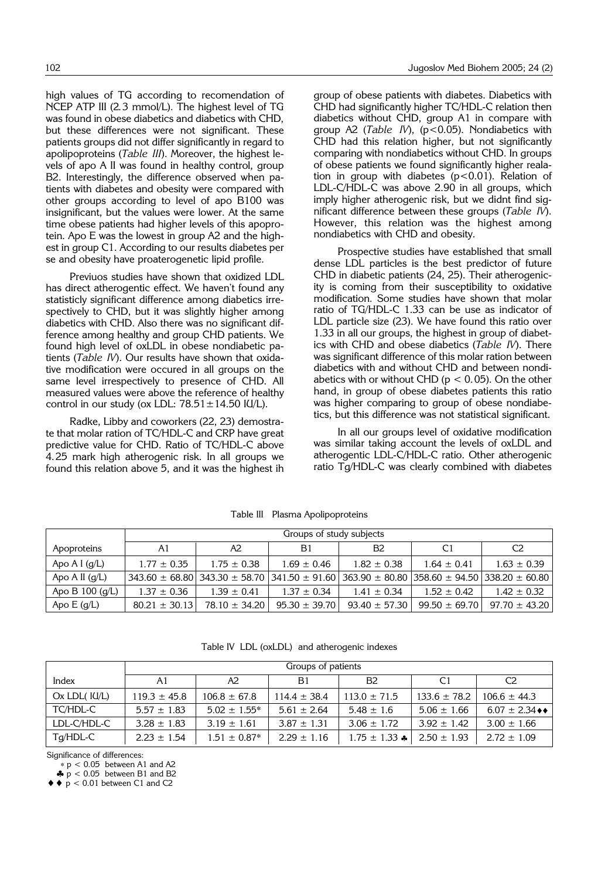high values of TG according to recomendation of NCEP ATP III (2.3 mmol/L). The highest level of TG was found in obese diabetics and diabetics with CHD, but these differences were not significant. These patients groups did not differ significantly in regard to apolipoproteins (*Table III*). Moreover, the highest levels of apo A II was found in healthy control, group B2. Interestingly, the difference observed when patients with diabetes and obesity were compared with other groups according to level of apo B100 was insignificant, but the values were lower. At the same time obese patients had higher levels of this apoprotein. Apo E was the lowest in group A2 and the highest in group C1. According to our results diabetes per se and obesity have proaterogenetic lipid profile.

Previuos studies have shown that oxidized LDL has direct atherogentic effect. We haven't found any statisticly significant difference among diabetics irrespectively to CHD, but it was slightly higher among diabetics with CHD. Also there was no significant difference among healthy and group CHD patients. We found high level of oxLDL in obese nondiabetic patients (*Table IV*). Our results have shown that oxidative modification were occured in all groups on the same level irrespectively to presence of CHD. All measured values were above the reference of healthy control in our study (ox LDL: 78.51±14.50 IU/L).

Radke, Libby and coworkers (22, 23) demostrate that molar ration of TC/HDL-C and CRP have great predictive value for CHD. Ratio of TC/HDL-C above 4.25 mark high atherogenic risk. In all groups we found this relation above 5, and it was the highest ih group of obese patients with diabetes. Diabetics with CHD had significantly higher TC/HDL-C relation then diabetics without CHD, group A1 in compare with group A2 (*Table IV*), ($p<0.05$). Nondiabetics with CHD had this relation higher, but not significantly comparing with nondiabetics without CHD. In groups of obese patients we found significantly higher realation in group with diabetes ($p<0.01$). Relation of LDL-C/HDL-C was above 2.90 in all groups, which imply higher atherogenic risk, but we didnt find significant difference between these groups (*Table IV*). However, this relation was the highest among nondiabetics with CHD and obesity.

Prospective studies have established that small dense LDL particles is the best predictor of future CHD in diabetic patients (24, 25). Their atherogenicity is coming from their susceptibility to oxidative modification. Some studies have shown that molar ratio of TG/HDL-C 1.33 can be use as indicator of LDL particle size (23). We have found this ratio over 1.33 in all our groups, the highest in group of diabetics with CHD and obese diabetics (*Table IV*). There was significant difference of this molar ration between diabetics with and without CHD and between nondiabetics with or without CHD ($p < 0.05$). On the other hand, in group of obese diabetes patients this ratio was higher comparing to group of obese nondiabetics, but this difference was not statistical significant.

In all our groups level of oxidative modification was similar taking account the levels of oxLDL and atherogentic LDL-C/HDL-C ratio. Other atherogenic ratio Tg/HDL-C was clearly combined with diabetes

Table III Plasma Apolipoproteins

| | Groups of study subjects | | | | | |
|---|---|---|---|---|---|---|
| Apoproteins | A1 | A2 | B1 | B2 | C1 | C2 |
| Apo A I (g/L) | 1.77 ± 0.35 | 1.75 ± 0.38 | 1.69 ± 0.46 | 1.82 ± 0.38 | 1.64 ± 0.41 | 1.63 ± 0.39 |
| Apo A II (g/L) | 343.60 ± 68.80 | 343.30 ± 58.70 | 341.50 ± 91.60 | 363.90 ± 80.80 | 358.60 ± 94.50 | 338.20 ± 60.80 |
| Apo B 100 (g/L) | 1.37 ± 0.36 | 1.39 ± 0.41 | 1.37 ± 0.34 | 1.41 ± 0.34 | 1.52 ± 0.42 | 1.42 ± 0.32 |
| Apo E (g/L) | 80.21 ± 30.13 | 78.10 ± 34.20 | 95.30 ± 39.70 | 93.40 ± 57.30 | 99.50 ± 69.70 | 97.70 ± 43.20 |

Table IV LDL (oxLDL) and atherogenic indexes

| | Groups of patients | | | | | |
|---|---|---|---|---|---|---|
| Index | A1 | A2 | B1 | B2 | C1 | C2 |
| Ox LDL( IU/L) | 119.3 ± 45.8 | 106.8 ± 67.8 | 114.4 ± 38.4 | 113.0 ± 71.5 | 133.6 ± 78.2 | 106.6 ± 44.3 |
| TC/HDL-C | 5.57 ± 1.83 | 5.02 ± 1.55* | 5.61 ± 2.64 | 5.48 ± 1.6 | 5.06 ± 1.66 | 6.07 ± 2.34♦♦ |
| LDL-C/HDL-C | 3.28 ± 1.83 | 3.19 ± 1.61 | 3.87 ± 1.31 | 3.06 ± 1.72 | 3.92 ± 1.42 | 3.00 ± 1.66 |
| Tg/HDL-C | 2.23 ± 1.54 | 1.51 ± 0.87* | 2.29 ± 1.16 | 1.75 ± 1.33 ♣ | 2.50 ± 1.93 | 2.72 ± 1.09 |

Significance of differences:

* $p < 0.05$ between A1 and A2
♣ $p < 0.05$ between B1 and B2
♦♦ $p < 0.01$ between C1 and C2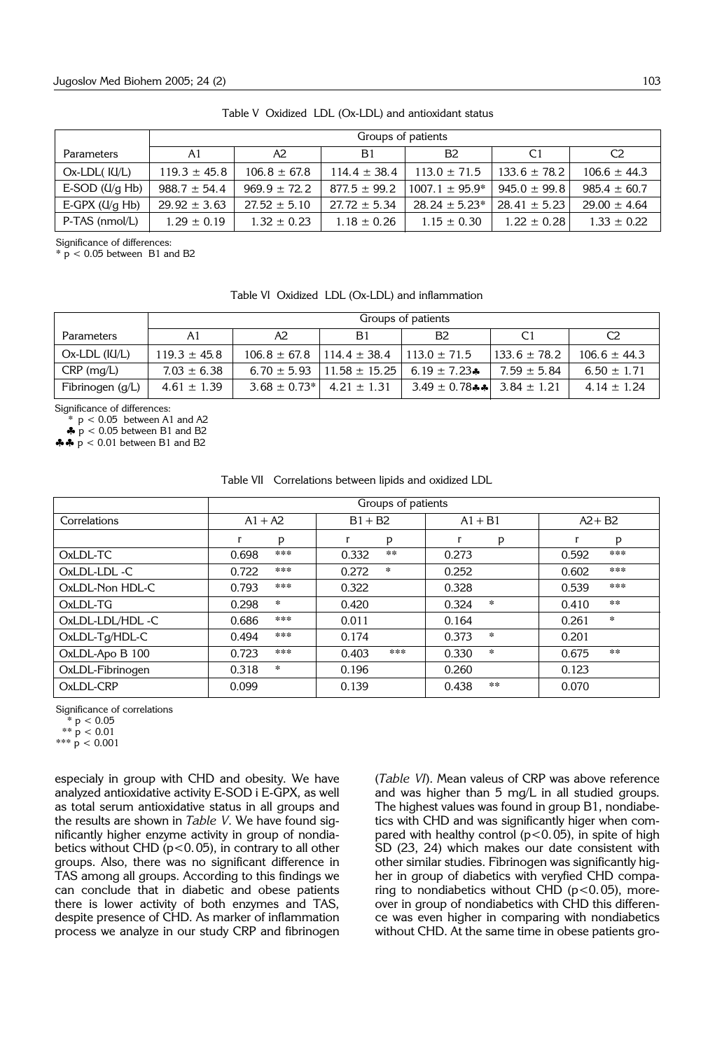Table V Oxidized LDL (Ox-LDL) and antioxidant status

| Parameters | Groups of patients | | | | | |
|---|---|---|---|---|---|---|
| | A1 | A2 | B1 | B2 | C1 | C2 |
| Ox-LDL( IU/L) | 119.3 ± 45.8 | 106.8 ± 67.8 | 114.4 ± 38.4 | 113.0 ± 71.5 | 133.6 ± 78.2 | 106.6 ± 44.3 |
| E-SOD (U/g Hb) | 988.7 ± 54.4 | 969.9 ± 72.2 | 877.5 ± 99.2 | 1007.1 ± 95.9* | 945.0 ± 99.8 | 985.4 ± 60.7 |
| E-GPX (U/g Hb) | 29.92 ± 3.63 | 27.52 ± 5.10 | 27.72 ± 5.34 | 28.24 ± 5.23* | 28.41 ± 5.23 | 29.00 ± 4.64 |
| P-TAS (nmol/L) | 1.29 ± 0.19 | 1.32 ± 0.23 | 1.18 ± 0.26 | 1.15 ± 0.30 | 1.22 ± 0.28 | 1.33 ± 0.22 |

Significance of differences:
* $p < 0.05$ between B1 and B2

Table VI Oxidized LDL (Ox-LDL) and inflammation

| Parameters | Groups of patients | | | | | |
|---|---|---|---|---|---|---|
| | A1 | A2 | B1 | B2 | C1 | C2 |
| Ox-LDL (IU/L) | 119.3 ± 45.8 | 106.8 ± 67.8 | 114.4 ± 38.4 | 113.0 ± 71.5 | 133.6 ± 78.2 | 106.6 ± 44.3 |
| CRP (mg/L) | 7.03 ± 6.38 | 6.70 ± 5.93 | 11.58 ± 15.25 | 6.19 ± 7.23♣ | 7.59 ± 5.84 | 6.50 ± 1.71 |
| Fibrinogen (g/L) | 4.61 ± 1.39 | 3.68 ± 0.73* | 4.21 ± 1.31 | 3.49 ± 0.78♣♣ | 3.84 ± 1.21 | 4.14 ± 1.24 |

Significance of differences:
* $p < 0.05$ between A1 and A2
♣ $p < 0.05$ between B1 and B2
♣♣ $p < 0.01$ between B1 and B2

Table VII Correlations between lipids and oxidized LDL

| Correlations | Groups of patients | | | | | | | |
|---|---|---|---|---|---|---|---|---|
| | A1 + A2 | | B1 + B2 | | A1 + B1 | | A2+ B2 | |
| | r | p | r | p | r | p | r | p |
| OxLDL-TC | 0.698 | *** | 0.332 | ** | 0.273 | | 0.592 | *** |
| OxLDL-LDL -C | 0.722 | *** | 0.272 | * | 0.252 | | 0.602 | *** |
| OxLDL-Non HDL-C | 0.793 | *** | 0.322 | | 0.328 | | 0.539 | *** |
| OxLDL-TG | 0.298 | * | 0.420 | | 0.324 | * | 0.410 | ** |
| OxLDL-LDL/HDL -C | 0.686 | *** | 0.011 | | 0.164 | | 0.261 | * |
| OxLDL-Tg/HDL-C | 0.494 | *** | 0.174 | | 0.373 | * | 0.201 | |
| OxLDL-Apo B 100 | 0.723 | *** | 0.403 | *** | 0.330 | * | 0.675 | ** |
| OxLDL-Fibrinogen | 0.318 | * | 0.196 | | 0.260 | | 0.123 | |
| OxLDL-CRP | 0.099 | | 0.139 | | 0.438 | ** | 0.070 | |

Significance of correlations
* $p < 0.05$
** $p < 0.01$
*** $p < 0.001$

especialy in group with CHD and obesity. We have analyzed antioxidative activity E-SOD i E-GPX, as well as total serum antioxidative status in all groups and the results are shown in *Table V*. We have found significantly higher enzyme activity in group of nondiabetics without CHD ($p<0.05$), in contrary to all other groups. Also, there was no significant difference in TAS among all groups. According to this findings we can conclude that in diabetic and obese patients there is lower activity of both enzymes and TAS, despite presence of CHD. As marker of inflammation process we analyze in our study CRP and fibrinogen (*Table VI*). Mean valeus of CRP was above reference and was higher than 5 mg/L in all studied groups. The highest values was found in group B1, nondiabetics with CHD and was significantly higer when compared with healthy control ($p<0.05$), in spite of high SD (23, 24) which makes our date consistent with other similar studies. Fibrinogen was significantly higher in group of diabetics with veryfied CHD comparing to nondiabetics without CHD ($p<0.05$), moreover in group of nondiabetics with CHD this difference was even higher in comparing with nondiabetics without CHD. At the same time in obese patients gro-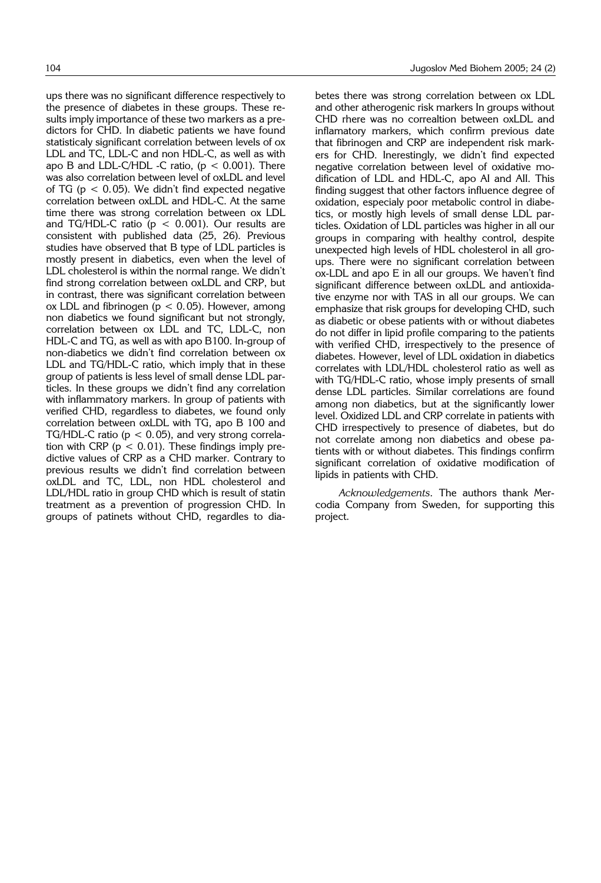ups there was no significant difference respectively to the presence of diabetes in these groups. These results imply importance of these two markers as a predictors for CHD. In diabetic patients we have found statisticaly significant correlation between levels of ox LDL and TC, LDL-C and non HDL-C, as well as with apo B and LDL-C/HDL -C ratio, ($p < 0.001$). There was also correlation between level of oxLDL and level of TG ($p < 0.05$). We didn't find expected negative correlation between oxLDL and HDL-C. At the same time there was strong correlation between ox LDL and TG/HDL-C ratio ($p < 0.001$). Our results are consistent with published data (25, 26). Previous studies have observed that B type of LDL particles is mostly present in diabetics, even when the level of LDL cholesterol is within the normal range. We didn't find strong correlation between oxLDL and CRP, but in contrast, there was significant correlation between ox LDL and fibrinogen ($p < 0.05$). However, among non diabetics we found significant but not strongly, correlation between ox LDL and TC, LDL-C, non HDL-C and TG, as well as with apo B100. In-group of non-diabetics we didn't find correlation between ox LDL and TG/HDL-C ratio, which imply that in these group of patients is less level of small dense LDL particles. In these groups we didn't find any correlation with inflammatory markers. In group of patients with verified CHD, regardless to diabetes, we found only correlation between oxLDL with TG, apo B 100 and TG/HDL-C ratio ($p < 0.05$), and very strong correlation with CRP ($p < 0.01$). These findings imply predictive values of CRP as a CHD marker. Contrary to previous results we didn't find correlation between oxLDL and TC, LDL, non HDL cholesterol and LDL/HDL ratio in group CHD which is result of statin treatment as a prevention of progression CHD. In groups of patinets without CHD, regardles to diabetes there was strong correlation between ox LDL and other atherogenic risk markers In groups without CHD rhere was no correaltion between oxLDL and inflamatory markers, which confirm previous date that fibrinogen and CRP are independent risk markers for CHD. Inerestingly, we didn't find expected negative correlation between level of oxidative modification of LDL and HDL-C, apo AI and AII. This finding suggest that other factors influence degree of oxidation, especialy poor metabolic control in diabetics, or mostly high levels of small dense LDL particles. Oxidation of LDL particles was higher in all our groups in comparing with healthy control, despite unexpected high levels of HDL cholesterol in all groups. There were no significant correlation between ox-LDL and apo E in all our groups. We haven't find significant difference between oxLDL and antioxidative enzyme nor with TAS in all our groups. We can emphasize that risk groups for developing CHD, such as diabetic or obese patients with or without diabetes do not differ in lipid profile comparing to the patients with verified CHD, irrespectively to the presence of diabetes. However, level of LDL oxidation in diabetics correlates with LDL/HDL cholesterol ratio as well as with TG/HDL-C ratio, whose imply presents of small dense LDL particles. Similar correlations are found among non diabetics, but at the significantly lower level. Oxidized LDL and CRP correlate in patients with CHD irrespectively to presence of diabetes, but do not correlate among non diabetics and obese patients with or without diabetes. This findings confirm significant correlation of oxidative modification of lipids in patients with CHD.

*Acknowledgements*. The authors thank Mercodia Company from Sweden, for supporting this project.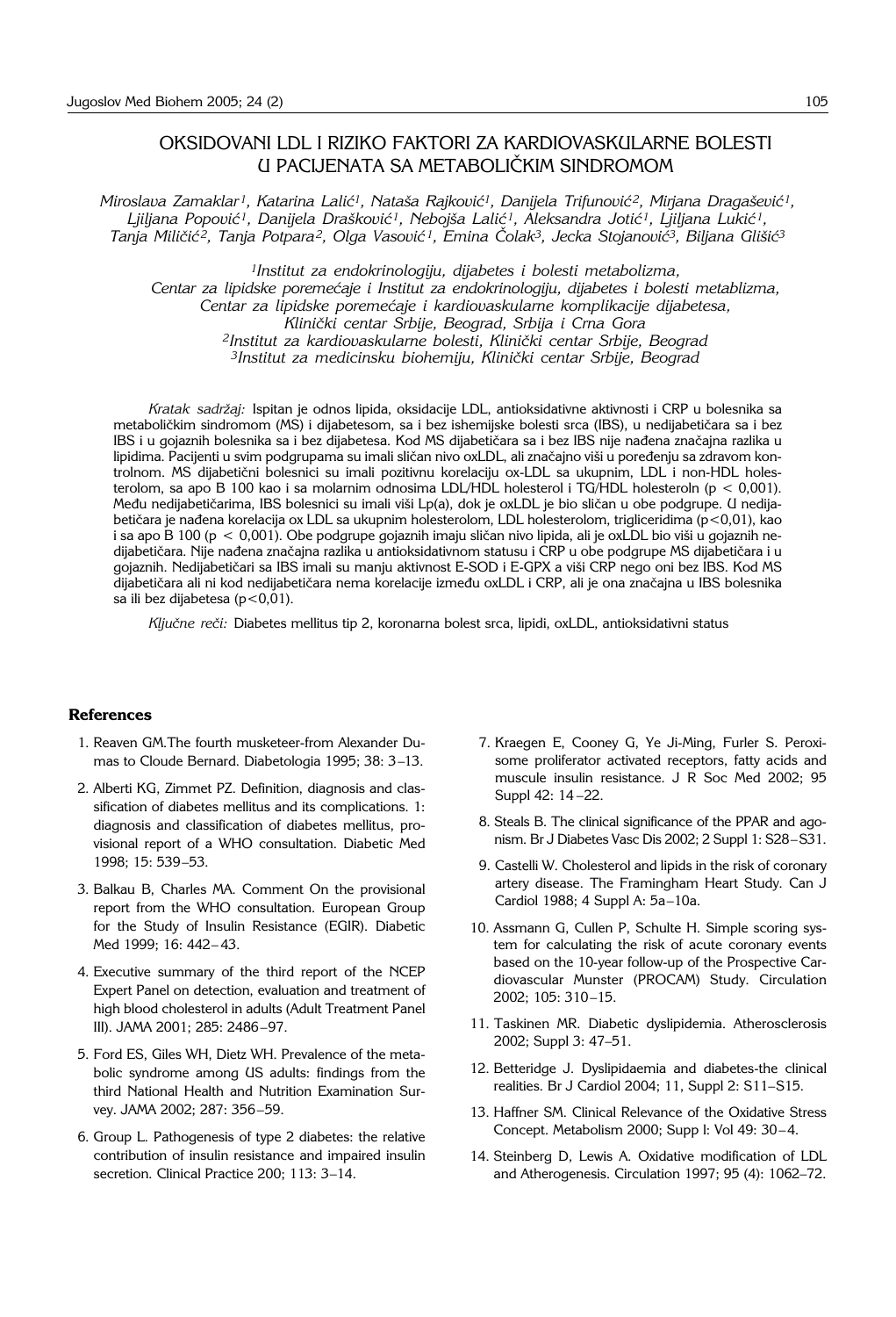# OKSIDOVANI LDL I RIZIKO FAKTORI ZA KARDIOVASKULARNE BOLESTI U PACIJENATA SA METABOLIČKIM SINDROMOM

*Miroslava Zamaklar[1], Katarina Lalić[1], Nataša Rajković[1], Danijela Trifunović[2], Mirjana Dragašević[1], Ljiljana Popović[1], Danijela Drašković[1], Nebojša Lalić[1], Aleksandra Jotić[1], Ljiljana Lukić[1], Tanja Miličić[2], Tanja Potpara[2], Olga Vasović[1], Emina Čolak[3], Jecka Stojanović[3], Biljana Glišić[3]*

*[1]Institut za endokrinologiju, dijabetes i bolesti metabolizma, Centar za lipidske poremećaje i Institut za endokrinologiju, dijabetes i bolesti metablizma, Centar za lipidske poremećaje i kardiovaskularne komplikacije dijabetesa, Klinički centar Srbije, Beograd, Srbija i Crna Gora*
*[2]Institut za kardiovaskularne bolesti, Klinički centar Srbije, Beograd*
*[3]Institut za medicinsku biohemiju, Klinički centar Srbije, Beograd*

*Kratak sadržaj:* Ispitan je odnos lipida, oksidacije LDL, antioksidativne aktivnosti i CRP u bolesnika sa metaboličkim sindromom (MS) i dijabetesom, sa i bez ishemijske bolesti srca (IBS), u nedijabetičara sa i bez IBS i u gojaznih bolesnika sa i bez dijabetesa. Kod MS dijabetičara sa i bez IBS nije nađena značajna razlika u lipidima. Pacijenti u svim podgrupama su imali sličan nivo oxLDL, ali značajno viši u poređenju sa zdravom kontrolom. MS dijabetični bolesnici su imali pozitivnu korelaciju ox-LDL sa ukupnim, LDL i non-HDL holesterolom, sa apo B 100 kao i sa molarnim odnosima LDL/HDL holesterol i TG/HDL holesteroln ($p < 0,001$). Među nedijabetičarima, IBS bolesnici su imali viši Lp(a), dok je oxLDL je bio sličan u obe podgrupe. U nedijabetičara je nađena korelacija ox LDL sa ukupnim holesterolom, LDL holesterolom, trigliceridima ($p<0,01$), kao i sa apo B 100 ($p < 0,001$). Obe podgrupe gojaznih imaju sličan nivo lipida, ali je oxLDL bio viši u gojaznih nedijabetičara. Nije nađena značajna razlika u antioksidativnom statusu i CRP u obe podgrupe MS dijabetičara i u gojaznih. Nedijabetičari sa IBS imali su manju aktivnost E-SOD i E-GPX a viši CRP nego oni bez IBS. Kod MS dijabetičara ali ni kod nedijabetičara nema korelacije između oxLDL i CRP, ali je ona značajna u IBS bolesnika sa ili bez dijabetesa ($p<0,01$).

*Ključne reči:* Diabetes mellitus tip 2, koronarna bolest srca, lipidi, oxLDL, antioksidativni status

### References

1. Reaven GM.The fourth musketeer-from Alexander Dumas to Cloude Bernard. Diabetologia 1995; 38: 3–13.
2. Alberti KG, Zimmet PZ. Definition, diagnosis and classification of diabetes mellitus and its complications. 1: diagnosis and classification of diabetes mellitus, provisional report of a WHO consultation. Diabetic Med 1998; 15: 539–53.
3. Balkau B, Charles MA. Comment On the provisional report from the WHO consultation. European Group for the Study of Insulin Resistance (EGIR). Diabetic Med 1999; 16: 442–43.
4. Executive summary of the third report of the NCEP Expert Panel on detection, evaluation and treatment of high blood cholesterol in adults (Adult Treatment Panel III). JAMA 2001; 285: 2486–97.
5. Ford ES, Giles WH, Dietz WH. Prevalence of the metabolic syndrome among US adults: findings from the third National Health and Nutrition Examination Survey. JAMA 2002; 287: 356–59.
6. Group L. Pathogenesis of type 2 diabetes: the relative contribution of insulin resistance and impaired insulin secretion. Clinical Practice 200; 113: 3–14.
7. Kraegen E, Cooney G, Ye Ji-Ming, Furler S. Peroxisome proliferator activated receptors, fatty acids and muscule insulin resistance. J R Soc Med 2002; 95 Suppl 42: 14–22.
8. Steals B. The clinical significance of the PPAR and agonism. Br J Diabetes Vasc Dis 2002; 2 Suppl 1: S28–S31.
9. Castelli W. Cholesterol and lipids in the risk of coronary artery disease. The Framingham Heart Study. Can J Cardiol 1988; 4 Suppl A: 5a–10a.
10. Assmann G, Cullen P, Schulte H. Simple scoring system for calculating the risk of acute coronary events based on the 10-year follow-up of the Prospective Cardiovascular Munster (PROCAM) Study. Circulation 2002; 105: 310–15.
11. Taskinen MR. Diabetic dyslipidemia. Atherosclerosis 2002; Suppl 3: 47–51.
12. Betteridge J. Dyslipidaemia and diabetes-the clinical realities. Br J Cardiol 2004; 11, Suppl 2: S11–S15.
13. Haffner SM. Clinical Relevance of the Oxidative Stress Concept. Metabolism 2000; Supp I: Vol 49: 30–4.
14. Steinberg D, Lewis A. Oxidative modification of LDL and Atherogenesis. Circulation 1997; 95 (4): 1062–72.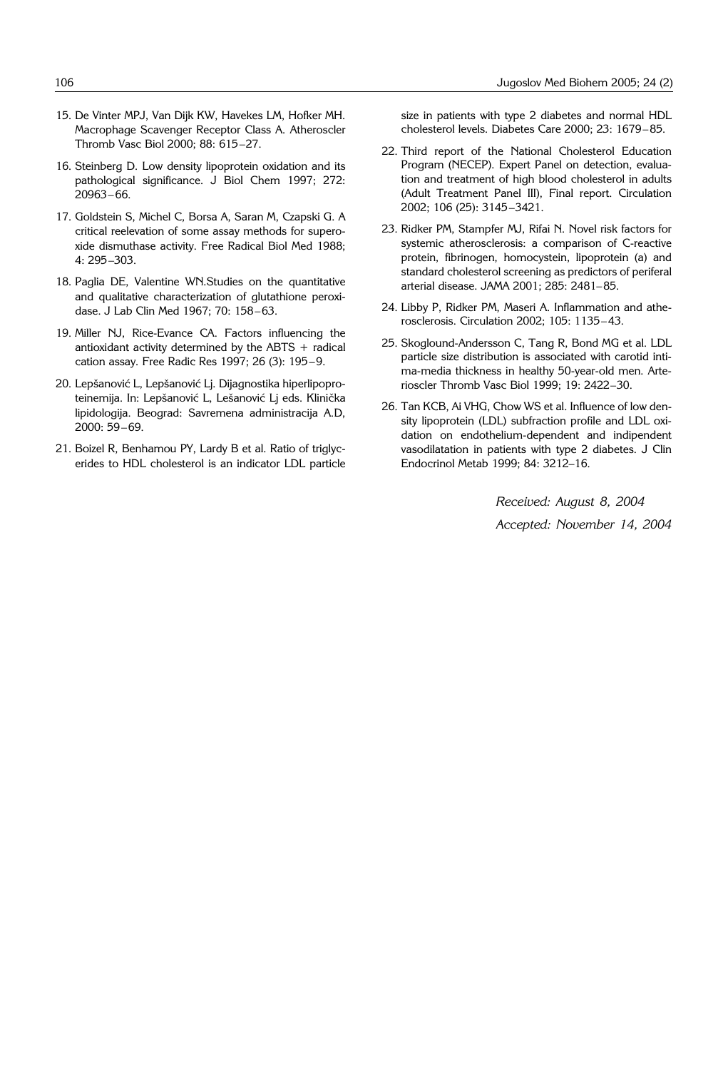15. De Vinter MPJ, Van Dijk KW, Havekes LM, Hofker MH. Macrophage Scavenger Receptor Class A. Atheroscler Thromb Vasc Biol 2000; 88: 615–27.

16. Steinberg D. Low density lipoprotein oxidation and its pathological significance. J Biol Chem 1997; 272: 20963–66.

17. Goldstein S, Michel C, Borsa A, Saran M, Czapski G. A critical reelevation of some assay methods for superoxide dismuthase activity. Free Radical Biol Med 1988; 4: 295–303.

18. Paglia DE, Valentine WN.Studies on the quantitative and qualitative characterization of glutathione peroxidase. J Lab Clin Med 1967; 70: 158–63.

19. Miller NJ, Rice-Evance CA. Factors influencing the antioxidant activity determined by the ABTS + radical cation assay. Free Radic Res 1997; 26 (3): 195–9.

20. Lepšanović L, Lepšanović Lj. Dijagnostika hiperlipoproteinemija. In: Lepšanović L, Lešanović Lj eds. Klinička lipidologija. Beograd: Savremena administracija A.D, 2000: 59–69.

21. Boizel R, Benhamou PY, Lardy B et al. Ratio of triglycerides to HDL cholesterol is an indicator LDL particle size in patients with type 2 diabetes and normal HDL cholesterol levels. Diabetes Care 2000; 23: 1679–85.

22. Third report of the National Cholesterol Education Program (NECEP). Expert Panel on detection, evaluation and treatment of high blood cholesterol in adults (Adult Treatment Panel III), Final report. Circulation 2002; 106 (25): 3145–3421.

23. Ridker PM, Stampfer MJ, Rifai N. Novel risk factors for systemic atherosclerosis: a comparison of C-reactive protein, fibrinogen, homocystein, lipoprotein (a) and standard cholesterol screening as predictors of periferal arterial disease. JAMA 2001; 285: 2481–85.

24. Libby P, Ridker PM, Maseri A. Inflammation and atherosclerosis. Circulation 2002; 105: 1135–43.

25. Skoglound-Andersson C, Tang R, Bond MG et al. LDL particle size distribution is associated with carotid intima-media thickness in healthy 50-year-old men. Arterioscler Thromb Vasc Biol 1999; 19: 2422–30.

26. Tan KCB, Ai VHG, Chow WS et al. Influence of low density lipoprotein (LDL) subfraction profile and LDL oxidation on endothelium-dependent and indipendent vasodilatation in patients with type 2 diabetes. J Clin Endocrinol Metab 1999; 84: 3212–16.

*Received: August 8, 2004*

*Accepted: November 14, 2004*